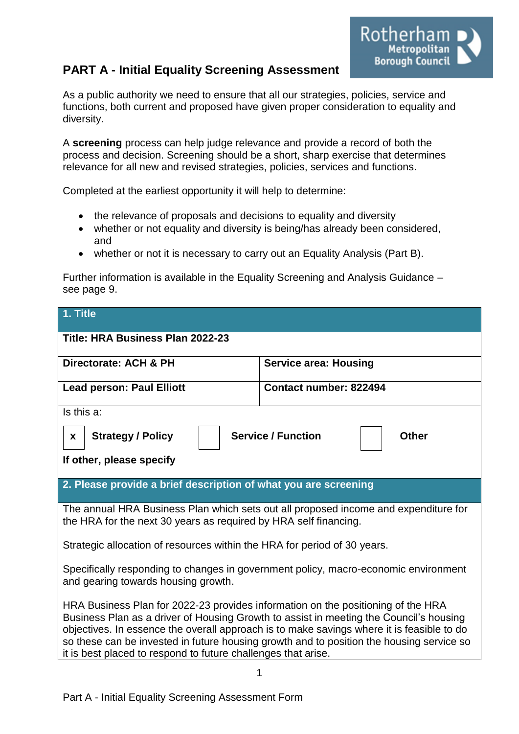# PART A - Initial Equality Screening Assessment

As a public authority we need to ensure that all our strategies, policies, service and functions, both current and proposed have given proper consideration to equality and diversity.

A **screening** process can help judge relevance and provide a record of both the process and decision. Screening should be a short, sharp exercise that determines relevance for all new and revised strategies, policies, services and functions.

Completed at the earliest opportunity it will help to determine:

- the relevance of proposals and decisions to equality and diversity
- whether or not equality and diversity is being/has already been considered, and
- whether or not it is necessary to carry out an Equality Analysis (Part B).

Further information is available in the Equality Screening and Analysis Guidance – see page 9.

| **1. Title** | |
|---|---|
| **Title: HRA Business Plan 2022-23** | |
| **Directorate: ACH & PH** | **Service area: Housing** |
| **Lead person: Paul Elliott** | **Contact number: 822494** |
| Is this a: [x] **Strategy / Policy** [ ] **Service / Function** [ ] **Other** | |
| **If other, please specify** | |

| **2. Please provide a brief description of what you are screening** |
|---|
| The annual HRA Business Plan which sets out all proposed income and expenditure for the HRA for the next 30 years as required by HRA self financing.<br><br>Strategic allocation of resources within the HRA for period of 30 years.<br><br>Specifically responding to changes in government policy, macro-economic environment and gearing towards housing growth.<br><br>HRA Business Plan for 2022-23 provides information on the positioning of the HRA Business Plan as a driver of Housing Growth to assist in meeting the Council's housing objectives. In essence the overall approach is to make savings where it is feasible to do so these can be invested in future housing growth and to position the housing service so it is best placed to respond to future challenges that arise. |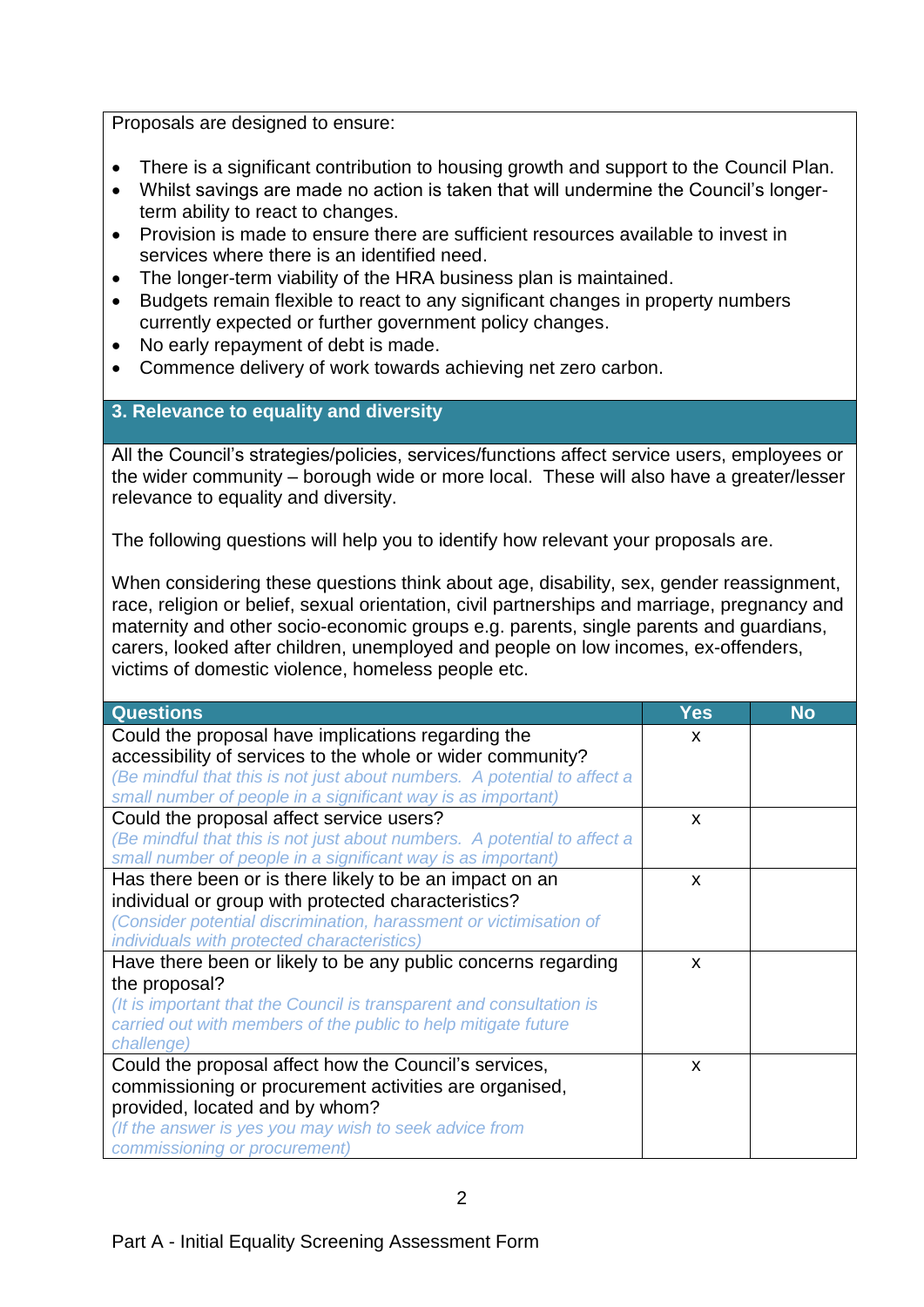Proposals are designed to ensure:

- There is a significant contribution to housing growth and support to the Council Plan.
- Whilst savings are made no action is taken that will undermine the Council's longer-term ability to react to changes.
- Provision is made to ensure there are sufficient resources available to invest in services where there is an identified need.
- The longer-term viability of the HRA business plan is maintained.
- Budgets remain flexible to react to any significant changes in property numbers currently expected or further government policy changes.
- No early repayment of debt is made.
- Commence delivery of work towards achieving net zero carbon.

## 3. Relevance to equality and diversity

All the Council's strategies/policies, services/functions affect service users, employees or the wider community – borough wide or more local. These will also have a greater/lesser relevance to equality and diversity.

The following questions will help you to identify how relevant your proposals are.

When considering these questions think about age, disability, sex, gender reassignment, race, religion or belief, sexual orientation, civil partnerships and marriage, pregnancy and maternity and other socio-economic groups e.g. parents, single parents and guardians, carers, looked after children, unemployed and people on low incomes, ex-offenders, victims of domestic violence, homeless people etc.

| Questions | Yes | No |
|---|---|---|
| Could the proposal have implications regarding the accessibility of services to the whole or wider community? *(Be mindful that this is not just about numbers. A potential to affect a small number of people in a significant way is as important)* | x | |
| Could the proposal affect service users? *(Be mindful that this is not just about numbers. A potential to affect a small number of people in a significant way is as important)* | x | |
| Has there been or is there likely to be an impact on an individual or group with protected characteristics? *(Consider potential discrimination, harassment or victimisation of individuals with protected characteristics)* | x | |
| Have there been or likely to be any public concerns regarding the proposal? *(It is important that the Council is transparent and consultation is carried out with members of the public to help mitigate future challenge)* | x | |
| Could the proposal affect how the Council's services, commissioning or procurement activities are organised, provided, located and by whom? *(If the answer is yes you may wish to seek advice from commissioning or procurement)* | x | |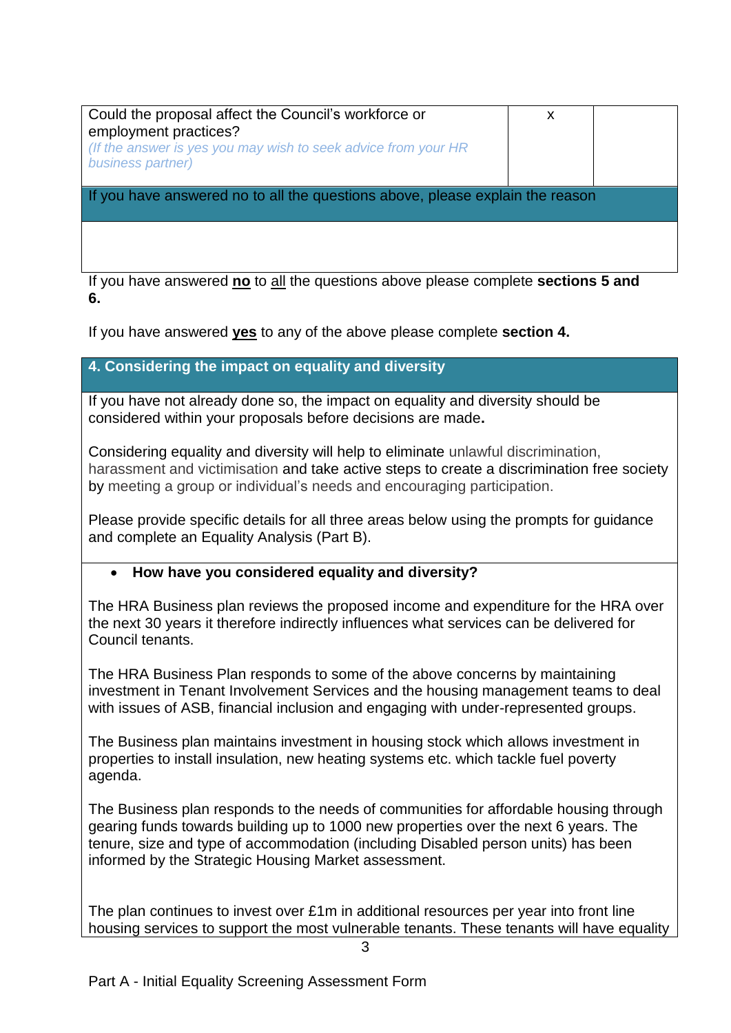| | | |
|---|---|---|
| Could the proposal affect the Council's workforce or employment practices?<br>*(If the answer is yes you may wish to seek advice from your HR business partner)* | x | |
| **If you have answered no to all the questions above, please explain the reason** | | |
| | | |

If you have answered **no** to all the questions above please complete **sections 5 and 6.**

If you have answered **yes** to any of the above please complete **section 4.**

## 4. Considering the impact on equality and diversity

If you have not already done so, the impact on equality and diversity should be considered within your proposals before decisions are made**.**

Considering equality and diversity will help to eliminate unlawful discrimination, harassment and victimisation and take active steps to create a discrimination free society by meeting a group or individual's needs and encouraging participation.

Please provide specific details for all three areas below using the prompts for guidance and complete an Equality Analysis (Part B).

- **How have you considered equality and diversity?**

The HRA Business plan reviews the proposed income and expenditure for the HRA over the next 30 years it therefore indirectly influences what services can be delivered for Council tenants.

The HRA Business Plan responds to some of the above concerns by maintaining investment in Tenant Involvement Services and the housing management teams to deal with issues of ASB, financial inclusion and engaging with under-represented groups.

The Business plan maintains investment in housing stock which allows investment in properties to install insulation, new heating systems etc. which tackle fuel poverty agenda.

The Business plan responds to the needs of communities for affordable housing through gearing funds towards building up to 1000 new properties over the next 6 years. The tenure, size and type of accommodation (including Disabled person units) has been informed by the Strategic Housing Market assessment.

The plan continues to invest over £1m in additional resources per year into front line housing services to support the most vulnerable tenants. These tenants will have equality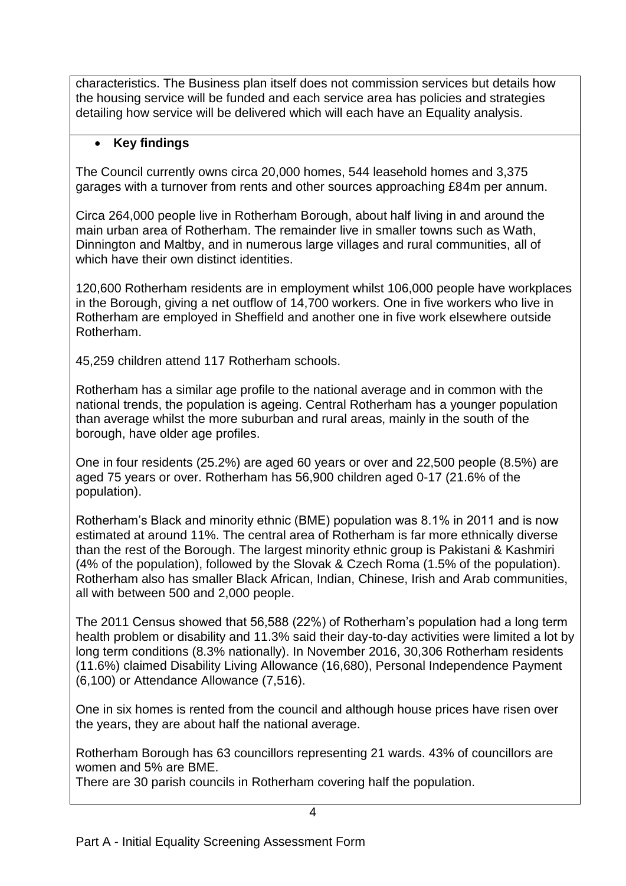characteristics. The Business plan itself does not commission services but details how the housing service will be funded and each service area has policies and strategies detailing how service will be delivered which will each have an Equality analysis.

- **Key findings**

The Council currently owns circa 20,000 homes, 544 leasehold homes and 3,375 garages with a turnover from rents and other sources approaching £84m per annum.

Circa 264,000 people live in Rotherham Borough, about half living in and around the main urban area of Rotherham. The remainder live in smaller towns such as Wath, Dinnington and Maltby, and in numerous large villages and rural communities, all of which have their own distinct identities.

120,600 Rotherham residents are in employment whilst 106,000 people have workplaces in the Borough, giving a net outflow of 14,700 workers. One in five workers who live in Rotherham are employed in Sheffield and another one in five work elsewhere outside Rotherham.

45,259 children attend 117 Rotherham schools.

Rotherham has a similar age profile to the national average and in common with the national trends, the population is ageing. Central Rotherham has a younger population than average whilst the more suburban and rural areas, mainly in the south of the borough, have older age profiles.

One in four residents (25.2%) are aged 60 years or over and 22,500 people (8.5%) are aged 75 years or over. Rotherham has 56,900 children aged 0-17 (21.6% of the population).

Rotherham's Black and minority ethnic (BME) population was 8.1% in 2011 and is now estimated at around 11%. The central area of Rotherham is far more ethnically diverse than the rest of the Borough. The largest minority ethnic group is Pakistani & Kashmiri (4% of the population), followed by the Slovak & Czech Roma (1.5% of the population). Rotherham also has smaller Black African, Indian, Chinese, Irish and Arab communities, all with between 500 and 2,000 people.

The 2011 Census showed that 56,588 (22%) of Rotherham's population had a long term health problem or disability and 11.3% said their day-to-day activities were limited a lot by long term conditions (8.3% nationally). In November 2016, 30,306 Rotherham residents (11.6%) claimed Disability Living Allowance (16,680), Personal Independence Payment (6,100) or Attendance Allowance (7,516).

One in six homes is rented from the council and although house prices have risen over the years, they are about half the national average.

Rotherham Borough has 63 councillors representing 21 wards. 43% of councillors are women and 5% are BME.
There are 30 parish councils in Rotherham covering half the population.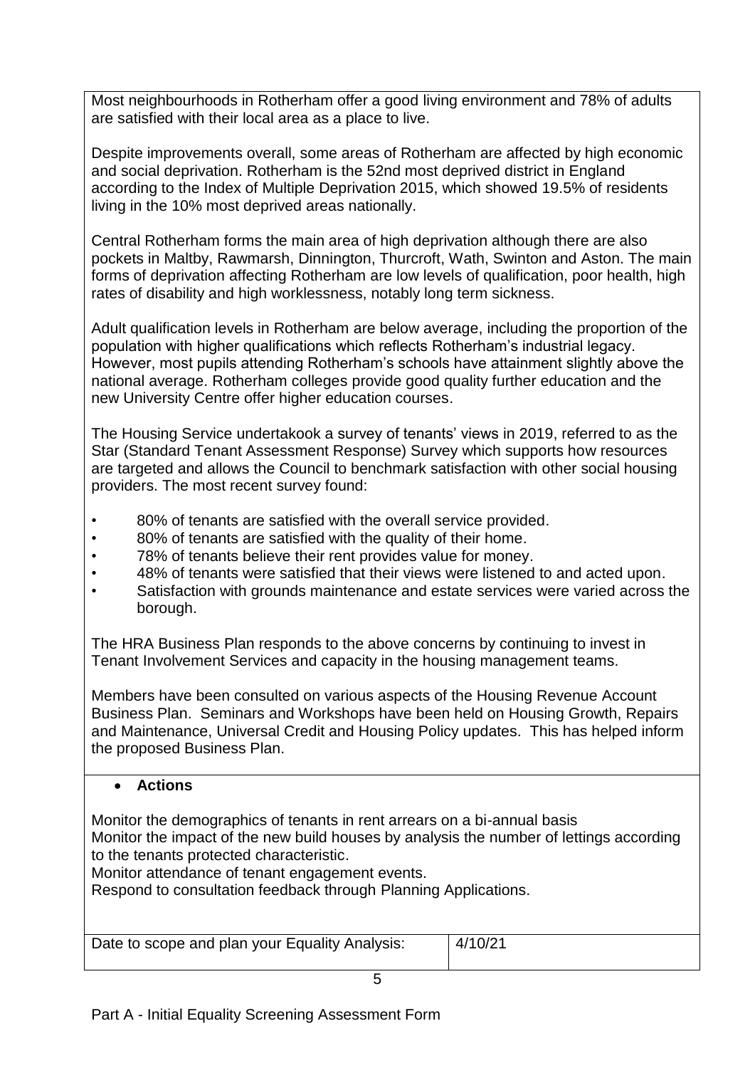Most neighbourhoods in Rotherham offer a good living environment and 78% of adults are satisfied with their local area as a place to live.

Despite improvements overall, some areas of Rotherham are affected by high economic and social deprivation. Rotherham is the 52nd most deprived district in England according to the Index of Multiple Deprivation 2015, which showed 19.5% of residents living in the 10% most deprived areas nationally.

Central Rotherham forms the main area of high deprivation although there are also pockets in Maltby, Rawmarsh, Dinnington, Thurcroft, Wath, Swinton and Aston. The main forms of deprivation affecting Rotherham are low levels of qualification, poor health, high rates of disability and high worklessness, notably long term sickness.

Adult qualification levels in Rotherham are below average, including the proportion of the population with higher qualifications which reflects Rotherham's industrial legacy. However, most pupils attending Rotherham's schools have attainment slightly above the national average. Rotherham colleges provide good quality further education and the new University Centre offer higher education courses.

The Housing Service undertakook a survey of tenants' views in 2019, referred to as the Star (Standard Tenant Assessment Response) Survey which supports how resources are targeted and allows the Council to benchmark satisfaction with other social housing providers. The most recent survey found:

- 80% of tenants are satisfied with the overall service provided.
- 80% of tenants are satisfied with the quality of their home.
- 78% of tenants believe their rent provides value for money.
- 48% of tenants were satisfied that their views were listened to and acted upon.
- Satisfaction with grounds maintenance and estate services were varied across the borough.

The HRA Business Plan responds to the above concerns by continuing to invest in Tenant Involvement Services and capacity in the housing management teams.

Members have been consulted on various aspects of the Housing Revenue Account Business Plan. Seminars and Workshops have been held on Housing Growth, Repairs and Maintenance, Universal Credit and Housing Policy updates. This has helped inform the proposed Business Plan.

- **Actions**

Monitor the demographics of tenants in rent arrears on a bi-annual basis
Monitor the impact of the new build houses by analysis the number of lettings according to the tenants protected characteristic.
Monitor attendance of tenant engagement events.
Respond to consultation feedback through Planning Applications.

| Date to scope and plan your Equality Analysis: | 4/10/21 |
|---|---|

Part A - Initial Equality Screening Assessment Form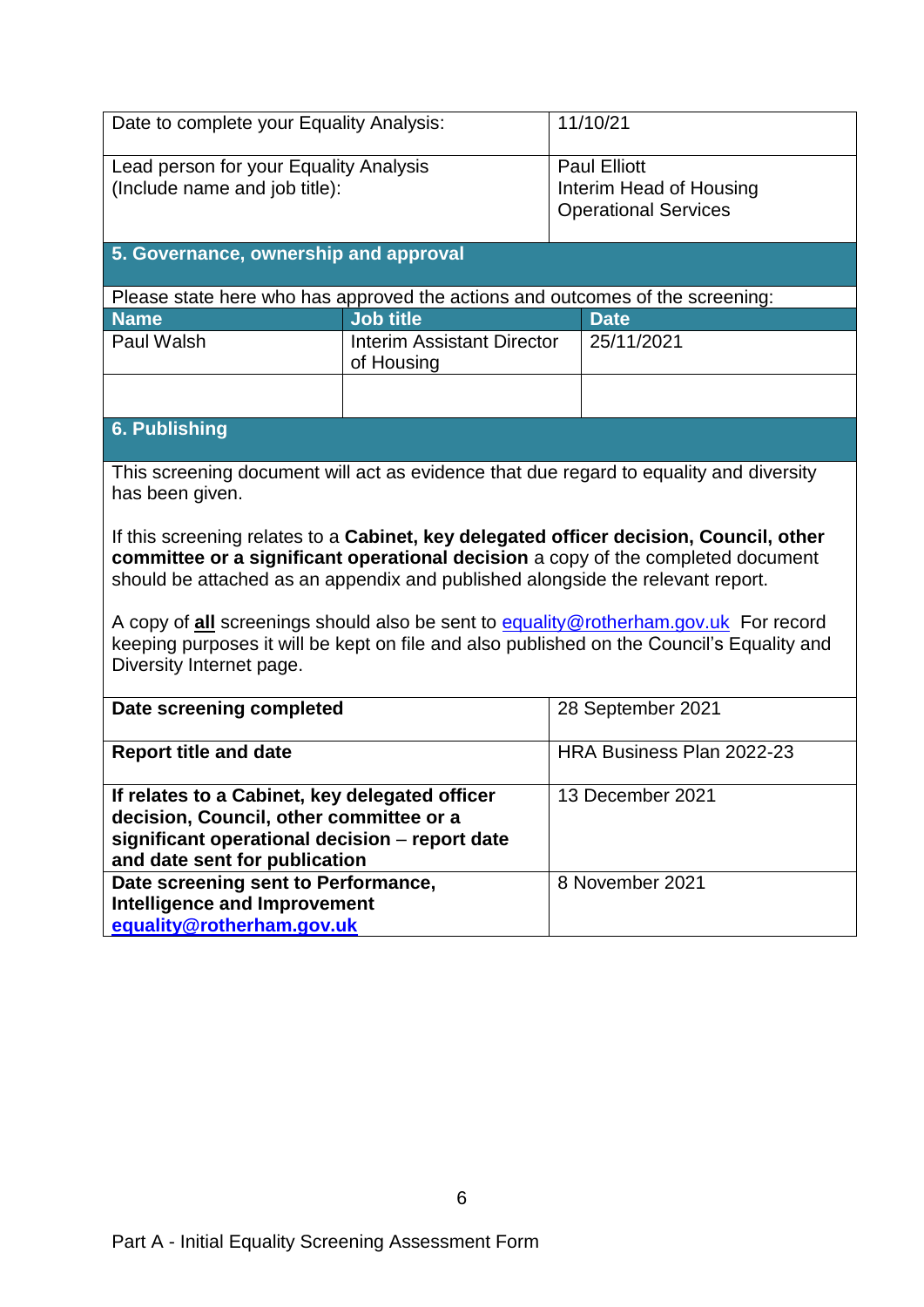| | |
|---|---|
| Date to complete your Equality Analysis: | 11/10/21 |
| Lead person for your Equality Analysis (Include name and job title): | Paul Elliott<br>Interim Head of Housing Operational Services |

## 5. Governance, ownership and approval

Please state here who has approved the actions and outcomes of the screening:

| Name | Job title | Date |
|---|---|---|
| Paul Walsh | Interim Assistant Director of Housing | 25/11/2021 |
| | | |

## 6. Publishing

This screening document will act as evidence that due regard to equality and diversity has been given.

If this screening relates to a **Cabinet, key delegated officer decision, Council, other committee or a significant operational decision** a copy of the completed document should be attached as an appendix and published alongside the relevant report.

A copy of **all** screenings should also be sent to equality@rotherham.gov.uk For record keeping purposes it will be kept on file and also published on the Council's Equality and Diversity Internet page.

| | |
|---|---|
| **Date screening completed** | 28 September 2021 |
| **Report title and date** | HRA Business Plan 2022-23 |
| **If relates to a Cabinet, key delegated officer decision, Council, other committee or a significant operational decision – report date and date sent for publication** | 13 December 2021 |
| **Date screening sent to Performance, Intelligence and Improvement equality@rotherham.gov.uk** | 8 November 2021 |

Part A - Initial Equality Screening Assessment Form